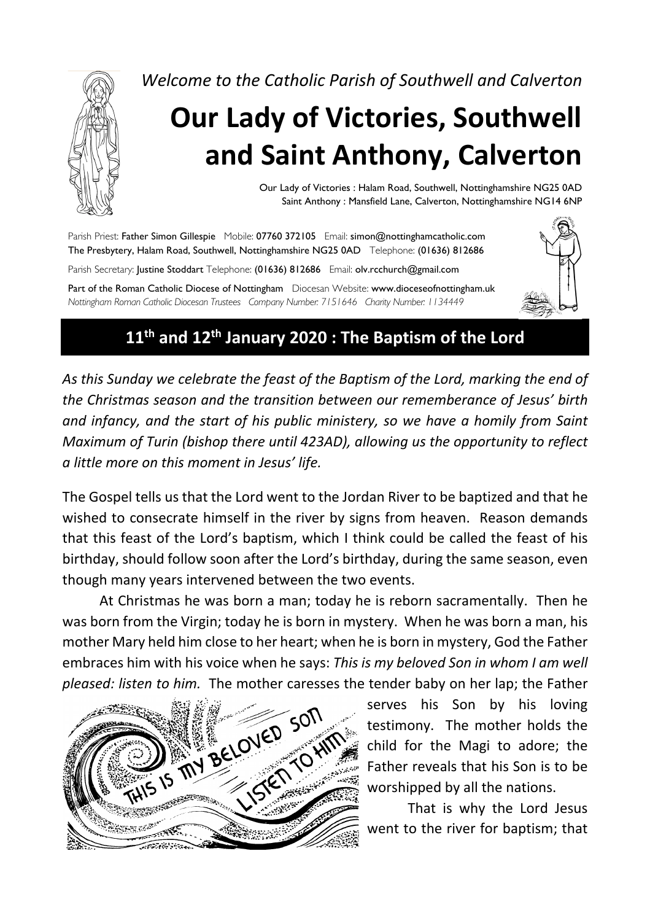*Welcome to the Catholic Parish of Southwell and Calverton*

# Our Lady of Victories, Southwell and Saint Anthony, Calverton

Our Lady of Victories : Halam Road, Southwell, Nottinghamshire NG25 0AD
Saint Anthony : Mansfield Lane, Calverton, Nottinghamshire NG14 6NP

Parish Priest: **Father Simon Gillespie** Mobile: **07760 372105** Email: **simon@nottinghamcatholic.com**
**The Presbytery, Halam Road, Southwell, Nottinghamshire NG25 0AD** Telephone: **(01636) 812686**

Parish Secretary: **Justine Stoddart** Telephone: **(01636) 812686** Email: **olv.rcchurch@gmail.com**

**Part of the Roman Catholic Diocese of Nottingham** Diocesan Website: **www.dioceseofnottingham.uk**
*Nottingham Roman Catholic Diocesan Trustees Company Number: 7151646 Charity Number: 1134449*

## 11th and 12th January 2020 : The Baptism of the Lord

*As this Sunday we celebrate the feast of the Baptism of the Lord, marking the end of the Christmas season and the transition between our rememberance of Jesus' birth and infancy, and the start of his public ministery, so we have a homily from Saint Maximum of Turin (bishop there until 423AD), allowing us the opportunity to reflect a little more on this moment in Jesus' life.*

The Gospel tells us that the Lord went to the Jordan River to be baptized and that he wished to consecrate himself in the river by signs from heaven. Reason demands that this feast of the Lord's baptism, which I think could be called the feast of his birthday, should follow soon after the Lord's birthday, during the same season, even though many years intervened between the two events.

At Christmas he was born a man; today he is reborn sacramentally. Then he was born from the Virgin; today he is born in mystery. When he was born a man, his mother Mary held him close to her heart; when he is born in mystery, God the Father embraces him with his voice when he says: *This is my beloved Son in whom I am well pleased: listen to him.* The mother caresses the tender baby on her lap; the Father serves his Son by his loving testimony. The mother holds the child for the Magi to adore; the Father reveals that his Son is to be worshipped by all the nations.

That is why the Lord Jesus went to the river for baptism; that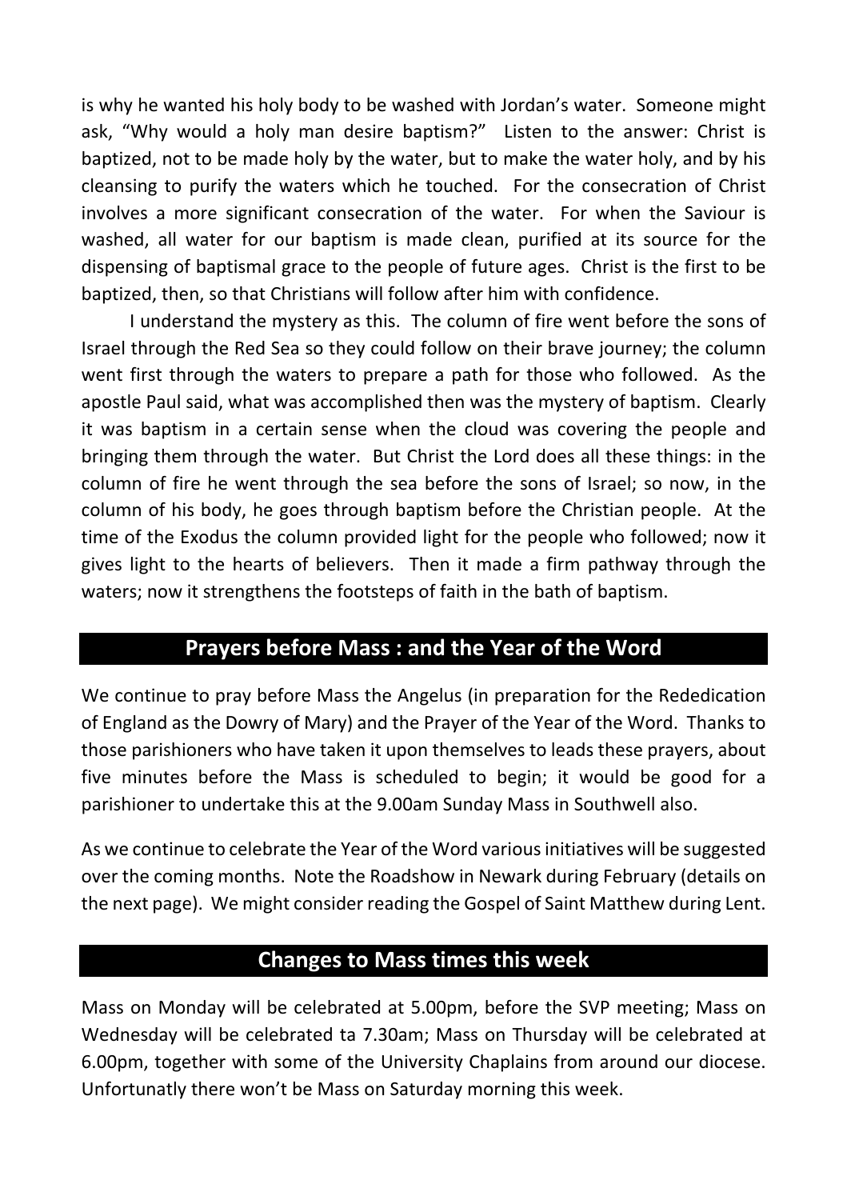is why he wanted his holy body to be washed with Jordan's water. Someone might ask, "Why would a holy man desire baptism?" Listen to the answer: Christ is baptized, not to be made holy by the water, but to make the water holy, and by his cleansing to purify the waters which he touched. For the consecration of Christ involves a more significant consecration of the water. For when the Saviour is washed, all water for our baptism is made clean, purified at its source for the dispensing of baptismal grace to the people of future ages. Christ is the first to be baptized, then, so that Christians will follow after him with confidence.

I understand the mystery as this. The column of fire went before the sons of Israel through the Red Sea so they could follow on their brave journey; the column went first through the waters to prepare a path for those who followed. As the apostle Paul said, what was accomplished then was the mystery of baptism. Clearly it was baptism in a certain sense when the cloud was covering the people and bringing them through the water. But Christ the Lord does all these things: in the column of fire he went through the sea before the sons of Israel; so now, in the column of his body, he goes through baptism before the Christian people. At the time of the Exodus the column provided light for the people who followed; now it gives light to the hearts of believers. Then it made a firm pathway through the waters; now it strengthens the footsteps of faith in the bath of baptism.

## Prayers before Mass : and the Year of the Word

We continue to pray before Mass the Angelus (in preparation for the Rededication of England as the Dowry of Mary) and the Prayer of the Year of the Word. Thanks to those parishioners who have taken it upon themselves to leads these prayers, about five minutes before the Mass is scheduled to begin; it would be good for a parishioner to undertake this at the 9.00am Sunday Mass in Southwell also.

As we continue to celebrate the Year of the Word various initiatives will be suggested over the coming months. Note the Roadshow in Newark during February (details on the next page). We might consider reading the Gospel of Saint Matthew during Lent.

## Changes to Mass times this week

Mass on Monday will be celebrated at 5.00pm, before the SVP meeting; Mass on Wednesday will be celebrated ta 7.30am; Mass on Thursday will be celebrated at 6.00pm, together with some of the University Chaplains from around our diocese. Unfortunatly there won't be Mass on Saturday morning this week.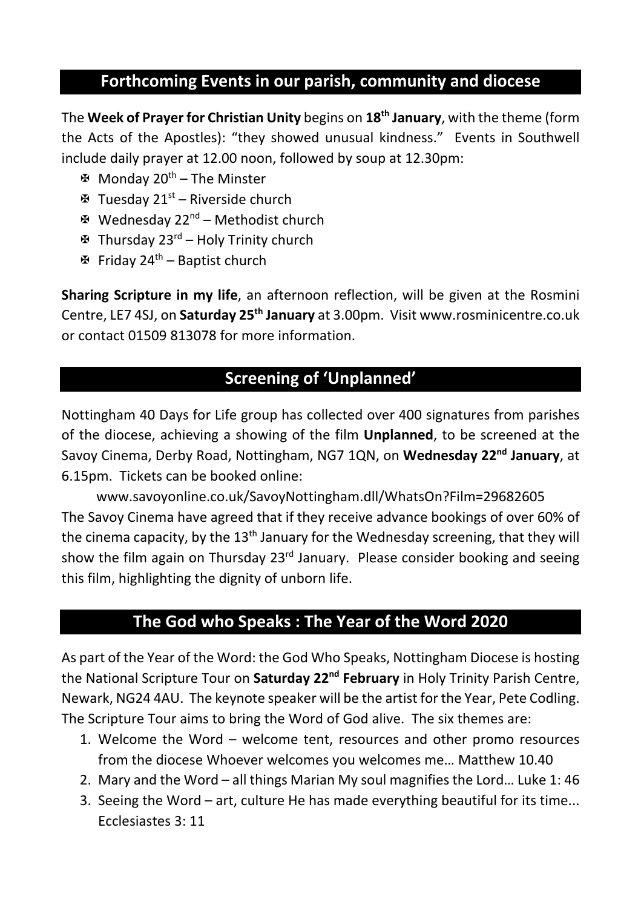## Forthcoming Events in our parish, community and diocese

The **Week of Prayer for Christian Unity** begins on **18th January**, with the theme (form the Acts of the Apostles): "they showed unusual kindness." Events in Southwell include daily prayer at 12.00 noon, followed by soup at 12.30pm:

- ✠ Monday 20th – The Minster
- ✠ Tuesday 21st – Riverside church
- ✠ Wednesday 22nd – Methodist church
- ✠ Thursday 23rd – Holy Trinity church
- ✠ Friday 24th – Baptist church

**Sharing Scripture in my life**, an afternoon reflection, will be given at the Rosmini Centre, LE7 4SJ, on **Saturday 25th January** at 3.00pm. Visit www.rosminicentre.co.uk or contact 01509 813078 for more information.

## Screening of 'Unplanned'

Nottingham 40 Days for Life group has collected over 400 signatures from parishes of the diocese, achieving a showing of the film **Unplanned**, to be screened at the Savoy Cinema, Derby Road, Nottingham, NG7 1QN, on **Wednesday 22nd January**, at 6.15pm. Tickets can be booked online:

www.savoyonline.co.uk/SavoyNottingham.dll/WhatsOn?Film=29682605

The Savoy Cinema have agreed that if they receive advance bookings of over 60% of the cinema capacity, by the 13th January for the Wednesday screening, that they will show the film again on Thursday 23rd January. Please consider booking and seeing this film, highlighting the dignity of unborn life.

## The God who Speaks : The Year of the Word 2020

As part of the Year of the Word: the God Who Speaks, Nottingham Diocese is hosting the National Scripture Tour on **Saturday 22nd February** in Holy Trinity Parish Centre, Newark, NG24 4AU. The keynote speaker will be the artist for the Year, Pete Codling. The Scripture Tour aims to bring the Word of God alive. The six themes are:

1. Welcome the Word – welcome tent, resources and other promo resources from the diocese Whoever welcomes you welcomes me… Matthew 10.40
2. Mary and the Word – all things Marian My soul magnifies the Lord… Luke 1: 46
3. Seeing the Word – art, culture He has made everything beautiful for its time... Ecclesiastes 3: 11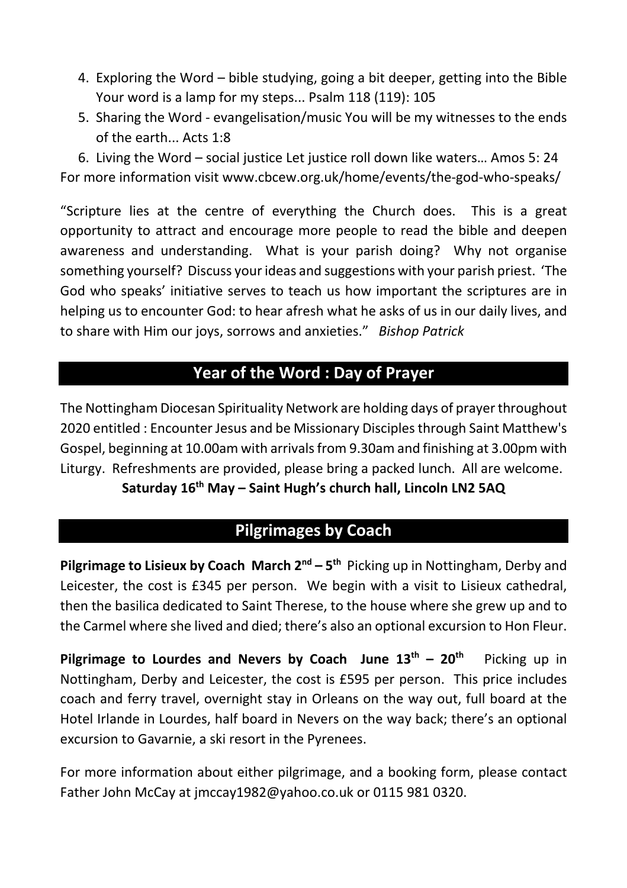4. Exploring the Word – bible studying, going a bit deeper, getting into the Bible Your word is a lamp for my steps... Psalm 118 (119): 105
5. Sharing the Word - evangelisation/music You will be my witnesses to the ends of the earth... Acts 1:8
6. Living the Word – social justice Let justice roll down like waters… Amos 5: 24

For more information visit www.cbcew.org.uk/home/events/the-god-who-speaks/

"Scripture lies at the centre of everything the Church does. This is a great opportunity to attract and encourage more people to read the bible and deepen awareness and understanding. What is your parish doing? Why not organise something yourself? Discuss your ideas and suggestions with your parish priest. 'The God who speaks' initiative serves to teach us how important the scriptures are in helping us to encounter God: to hear afresh what he asks of us in our daily lives, and to share with Him our joys, sorrows and anxieties." *Bishop Patrick*

## Year of the Word : Day of Prayer

The Nottingham Diocesan Spirituality Network are holding days of prayer throughout 2020 entitled : Encounter Jesus and be Missionary Disciples through Saint Matthew's Gospel, beginning at 10.00am with arrivals from 9.30am and finishing at 3.00pm with Liturgy. Refreshments are provided, please bring a packed lunch. All are welcome.

**Saturday 16th May – Saint Hugh's church hall, Lincoln LN2 5AQ**

## Pilgrimages by Coach

**Pilgrimage to Lisieux by Coach March 2nd – 5th** Picking up in Nottingham, Derby and Leicester, the cost is £345 per person. We begin with a visit to Lisieux cathedral, then the basilica dedicated to Saint Therese, to the house where she grew up and to the Carmel where she lived and died; there's also an optional excursion to Hon Fleur.

**Pilgrimage to Lourdes and Nevers by Coach June 13th – 20th** Picking up in Nottingham, Derby and Leicester, the cost is £595 per person. This price includes coach and ferry travel, overnight stay in Orleans on the way out, full board at the Hotel Irlande in Lourdes, half board in Nevers on the way back; there's an optional excursion to Gavarnie, a ski resort in the Pyrenees.

For more information about either pilgrimage, and a booking form, please contact Father John McCay at jmccay1982@yahoo.co.uk or 0115 981 0320.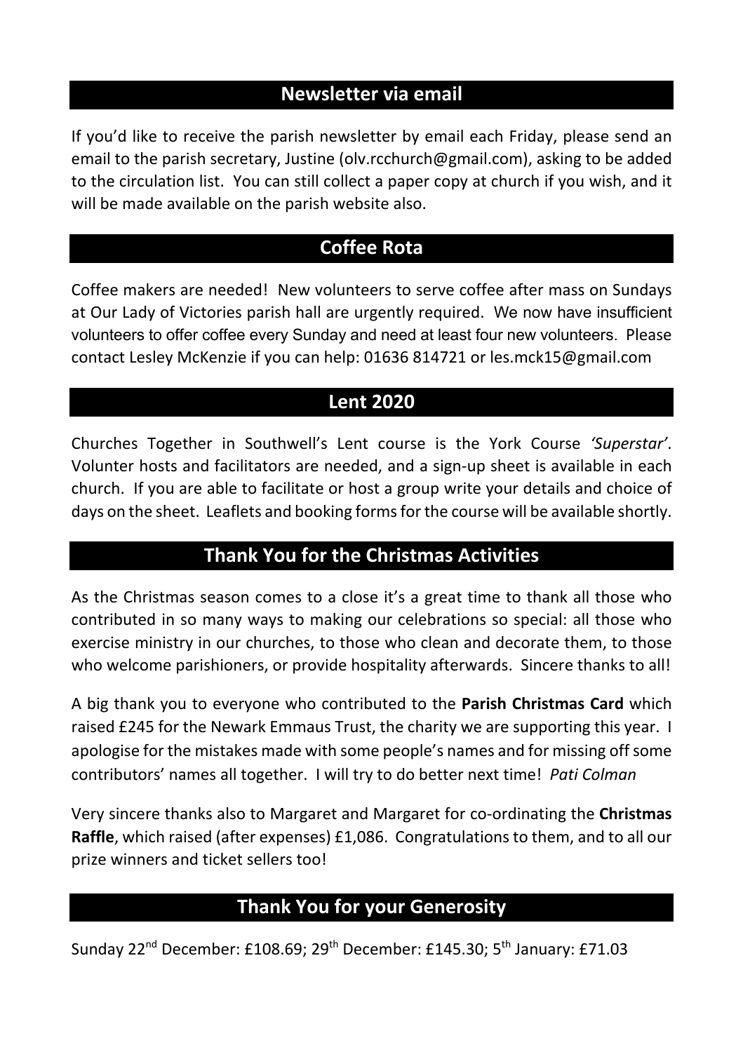## Newsletter via email

If you'd like to receive the parish newsletter by email each Friday, please send an email to the parish secretary, Justine (olv.rcchurch@gmail.com), asking to be added to the circulation list. You can still collect a paper copy at church if you wish, and it will be made available on the parish website also.

## Coffee Rota

Coffee makers are needed! New volunteers to serve coffee after mass on Sundays at Our Lady of Victories parish hall are urgently required. We now have insufficient volunteers to offer coffee every Sunday and need at least four new volunteers. Please contact Lesley McKenzie if you can help: 01636 814721 or les.mck15@gmail.com

## Lent 2020

Churches Together in Southwell's Lent course is the York Course *'Superstar'*. Volunter hosts and facilitators are needed, and a sign-up sheet is available in each church. If you are able to facilitate or host a group write your details and choice of days on the sheet. Leaflets and booking forms for the course will be available shortly.

## Thank You for the Christmas Activities

As the Christmas season comes to a close it's a great time to thank all those who contributed in so many ways to making our celebrations so special: all those who exercise ministry in our churches, to those who clean and decorate them, to those who welcome parishioners, or provide hospitality afterwards. Sincere thanks to all!

A big thank you to everyone who contributed to the **Parish Christmas Card** which raised £245 for the Newark Emmaus Trust, the charity we are supporting this year. I apologise for the mistakes made with some people's names and for missing off some contributors' names all together. I will try to do better next time! *Pati Colman*

Very sincere thanks also to Margaret and Margaret for co-ordinating the **Christmas Raffle**, which raised (after expenses) £1,086. Congratulations to them, and to all our prize winners and ticket sellers too!

## Thank You for your Generosity

Sunday 22nd December: £108.69; 29th December: £145.30; 5th January: £71.03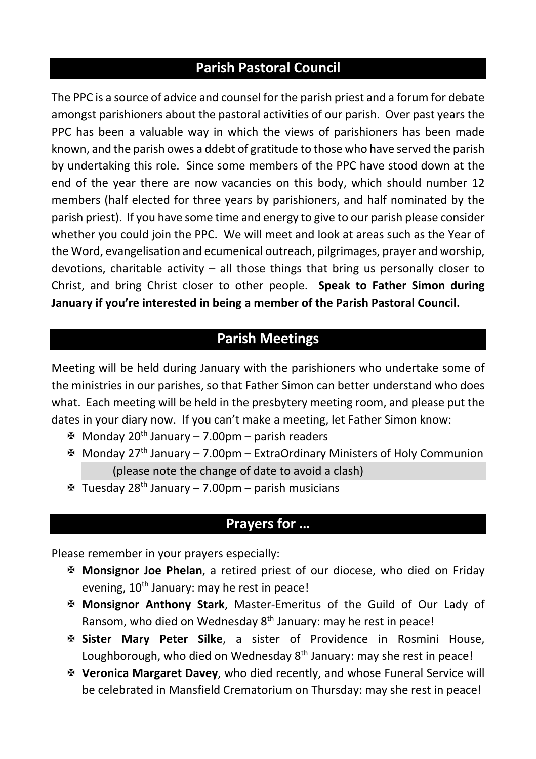## Parish Pastoral Council

The PPC is a source of advice and counsel for the parish priest and a forum for debate amongst parishioners about the pastoral activities of our parish. Over past years the PPC has been a valuable way in which the views of parishioners has been made known, and the parish owes a ddebt of gratitude to those who have served the parish by undertaking this role. Since some members of the PPC have stood down at the end of the year there are now vacancies on this body, which should number 12 members (half elected for three years by parishioners, and half nominated by the parish priest). If you have some time and energy to give to our parish please consider whether you could join the PPC. We will meet and look at areas such as the Year of the Word, evangelisation and ecumenical outreach, pilgrimages, prayer and worship, devotions, charitable activity – all those things that bring us personally closer to Christ, and bring Christ closer to other people. **Speak to Father Simon during January if you're interested in being a member of the Parish Pastoral Council.**

## Parish Meetings

Meeting will be held during January with the parishioners who undertake some of the ministries in our parishes, so that Father Simon can better understand who does what. Each meeting will be held in the presbytery meeting room, and please put the dates in your diary now. If you can't make a meeting, let Father Simon know:

- Monday 20th January – 7.00pm – parish readers
- Monday 27th January – 7.00pm – ExtraOrdinary Ministers of Holy Communion (please note the change of date to avoid a clash)
- Tuesday 28th January – 7.00pm – parish musicians

## Prayers for …

Please remember in your prayers especially:

- **Monsignor Joe Phelan**, a retired priest of our diocese, who died on Friday evening, 10th January: may he rest in peace!
- **Monsignor Anthony Stark**, Master-Emeritus of the Guild of Our Lady of Ransom, who died on Wednesday 8th January: may he rest in peace!
- **Sister Mary Peter Silke**, a sister of Providence in Rosmini House, Loughborough, who died on Wednesday 8th January: may she rest in peace!
- **Veronica Margaret Davey**, who died recently, and whose Funeral Service will be celebrated in Mansfield Crematorium on Thursday: may she rest in peace!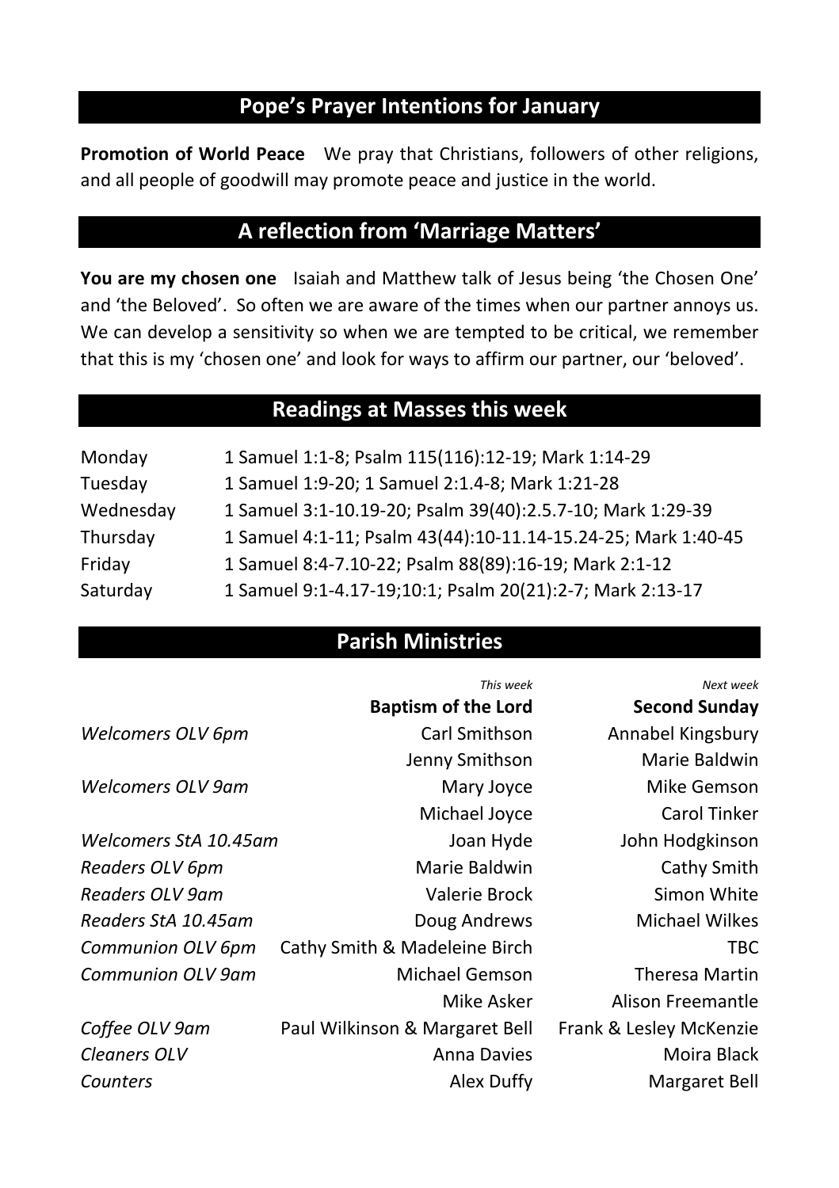## Pope's Prayer Intentions for January

**Promotion of World Peace** We pray that Christians, followers of other religions, and all people of goodwill may promote peace and justice in the world.

## A reflection from 'Marriage Matters'

**You are my chosen one** Isaiah and Matthew talk of Jesus being 'the Chosen One' and 'the Beloved'. So often we are aware of the times when our partner annoys us. We can develop a sensitivity so when we are tempted to be critical, we remember that this is my 'chosen one' and look for ways to affirm our partner, our 'beloved'.

## Readings at Masses this week

| | |
|---|---|
| Monday | 1 Samuel 1:1-8; Psalm 115(116):12-19; Mark 1:14-29 |
| Tuesday | 1 Samuel 1:9-20; 1 Samuel 2:1.4-8; Mark 1:21-28 |
| Wednesday | 1 Samuel 3:1-10.19-20; Psalm 39(40):2.5.7-10; Mark 1:29-39 |
| Thursday | 1 Samuel 4:1-11; Psalm 43(44):10-11.14-15.24-25; Mark 1:40-45 |
| Friday | 1 Samuel 8:4-7.10-22; Psalm 88(89):16-19; Mark 2:1-12 |
| Saturday | 1 Samuel 9:1-4.17-19;10:1; Psalm 20(21):2-7; Mark 2:13-17 |

## Parish Ministries

| | *This week* | *Next week* |
|---|---|---|
| | **Baptism of the Lord** | **Second Sunday** |
| *Welcomers OLV 6pm* | Carl Smithson | Annabel Kingsbury |
| | Jenny Smithson | Marie Baldwin |
| *Welcomers OLV 9am* | Mary Joyce | Mike Gemson |
| | Michael Joyce | Carol Tinker |
| *Welcomers StA 10.45am* | Joan Hyde | John Hodgkinson |
| *Readers OLV 6pm* | Marie Baldwin | Cathy Smith |
| *Readers OLV 9am* | Valerie Brock | Simon White |
| *Readers StA 10.45am* | Doug Andrews | Michael Wilkes |
| *Communion OLV 6pm* | Cathy Smith & Madeleine Birch | TBC |
| *Communion OLV 9am* | Michael Gemson | Theresa Martin |
| | Mike Asker | Alison Freemantle |
| *Coffee OLV 9am* | Paul Wilkinson & Margaret Bell | Frank & Lesley McKenzie |
| *Cleaners OLV* | Anna Davies | Moira Black |
| *Counters* | Alex Duffy | Margaret Bell |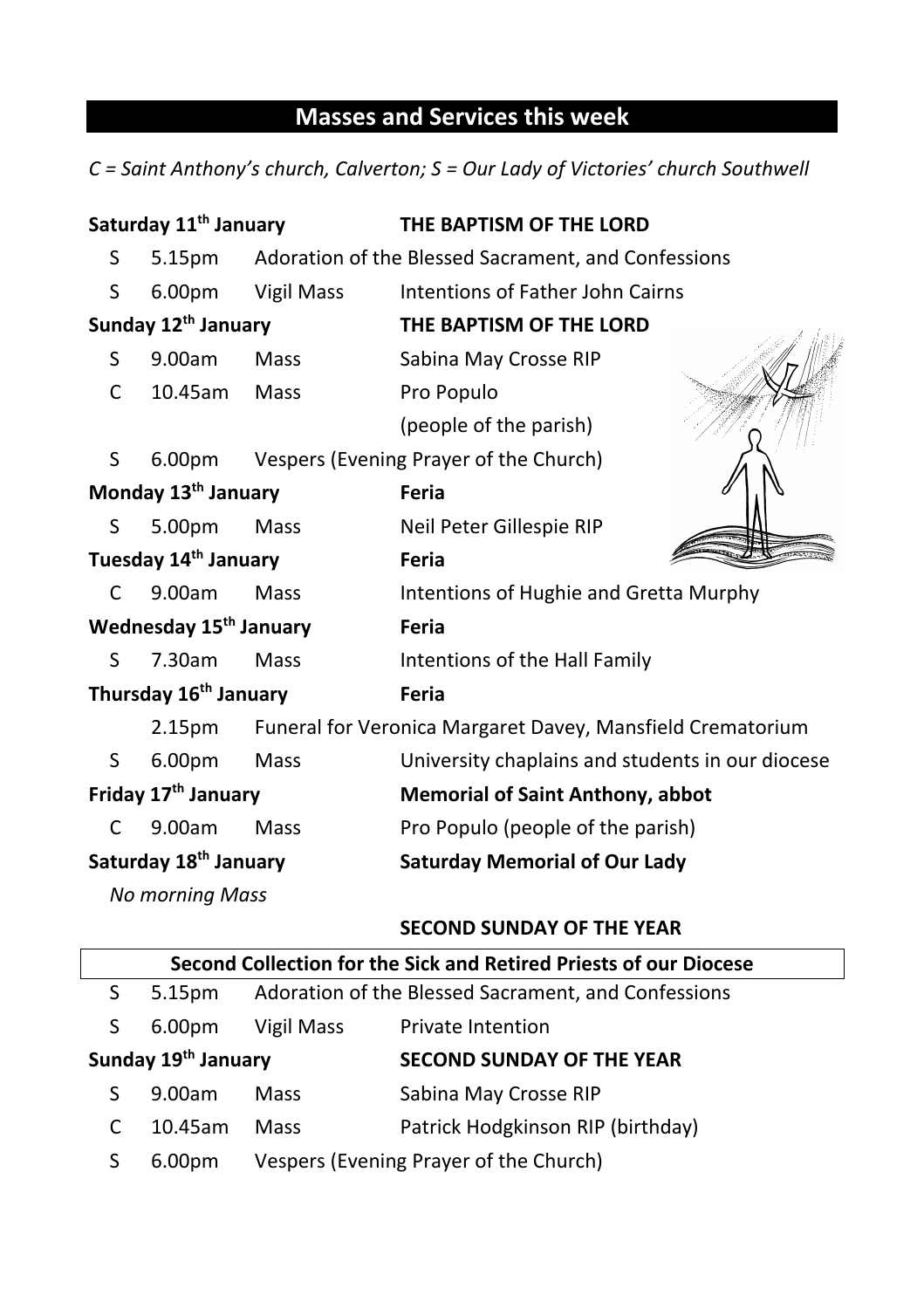## Masses and Services this week

*C = Saint Anthony's church, Calverton; S = Our Lady of Victories' church Southwell*

| | | | |
|---|---|---|---|
| **Saturday 11th January** | | | **THE BAPTISM OF THE LORD** |
| S | 5.15pm | Adoration of the Blessed Sacrament, and Confessions | |
| S | 6.00pm | Vigil Mass | Intentions of Father John Cairns |
| **Sunday 12th January** | | | **THE BAPTISM OF THE LORD** |
| S | 9.00am | Mass | Sabina May Crosse RIP |
| C | 10.45am | Mass | Pro Populo (people of the parish) |
| S | 6.00pm | Vespers (Evening Prayer of the Church) | |
| **Monday 13th January** | | | **Feria** |
| S | 5.00pm | Mass | Neil Peter Gillespie RIP |
| **Tuesday 14th January** | | | **Feria** |
| C | 9.00am | Mass | Intentions of Hughie and Gretta Murphy |
| **Wednesday 15th January** | | | **Feria** |
| S | 7.30am | Mass | Intentions of the Hall Family |
| **Thursday 16th January** | | | **Feria** |
| | 2.15pm | Funeral for Veronica Margaret Davey, Mansfield Crematorium | |
| S | 6.00pm | Mass | University chaplains and students in our diocese |
| **Friday 17th January** | | | **Memorial of Saint Anthony, abbot** |
| C | 9.00am | Mass | Pro Populo (people of the parish) |
| **Saturday 18th January** | | | **Saturday Memorial of Our Lady** |
| *No morning Mass* | | | |
| | | | **SECOND SUNDAY OF THE YEAR** |

**Second Collection for the Sick and Retired Priests of our Diocese**

| | | | |
|---|---|---|---|
| S | 5.15pm | Adoration of the Blessed Sacrament, and Confessions | |
| S | 6.00pm | Vigil Mass | Private Intention |
| **Sunday 19th January** | | | **SECOND SUNDAY OF THE YEAR** |
| S | 9.00am | Mass | Sabina May Crosse RIP |
| C | 10.45am | Mass | Patrick Hodgkinson RIP (birthday) |
| S | 6.00pm | Vespers (Evening Prayer of the Church) | |